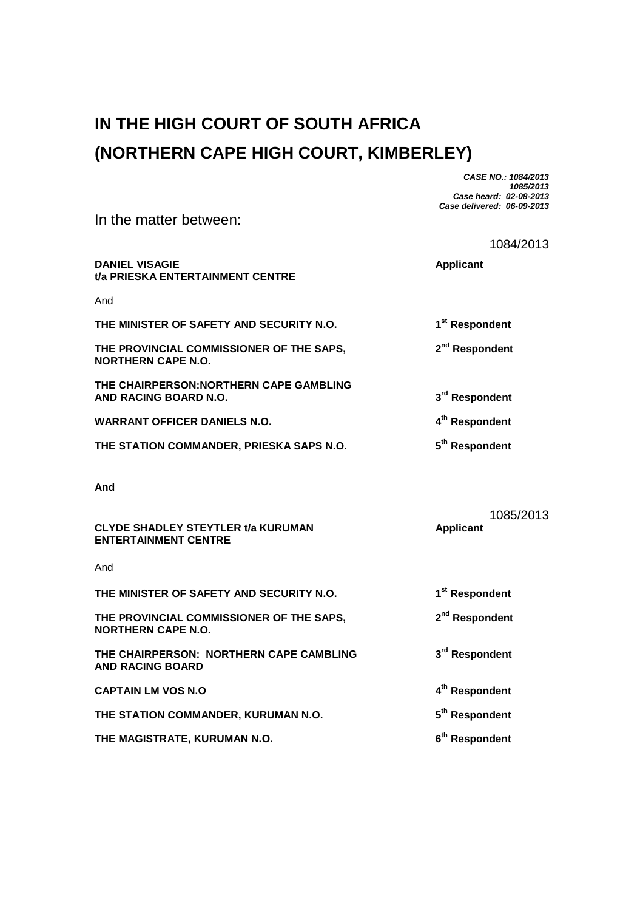# IN THE HIGH COURT OF SOUTH AFRICA
# (NORTHERN CAPE HIGH COURT, KIMBERLEY)

***CASE NO.: 1084/2013***
***1085/2013***
***Case heard: 02-08-2013***
***Case delivered: 06-09-2013***

In the matter between:

1084/2013

| | |
|---|---|
| **DANIEL VISAGIE t/a PRIESKA ENTERTAINMENT CENTRE** | **Applicant** |
| And | |
| **THE MINISTER OF SAFETY AND SECURITY N.O.** | **1st Respondent** |
| **THE PROVINCIAL COMMISSIONER OF THE SAPS, NORTHERN CAPE N.O.** | **2nd Respondent** |
| **THE CHAIRPERSON:NORTHERN CAPE GAMBLING AND RACING BOARD N.O.** | **3rd Respondent** |
| **WARRANT OFFICER DANIELS N.O.** | **4th Respondent** |
| **THE STATION COMMANDER, PRIESKA SAPS N.O.** | **5th Respondent** |

**And**

1085/2013

| | |
|---|---|
| **CLYDE SHADLEY STEYTLER t/a KURUMAN ENTERTAINMENT CENTRE** | **Applicant** |
| And | |
| **THE MINISTER OF SAFETY AND SECURITY N.O.** | **1st Respondent** |
| **THE PROVINCIAL COMMISSIONER OF THE SAPS, NORTHERN CAPE N.O.** | **2nd Respondent** |
| **THE CHAIRPERSON: NORTHERN CAPE CAMBLING AND RACING BOARD** | **3rd Respondent** |
| **CAPTAIN LM VOS N.O** | **4th Respondent** |
| **THE STATION COMMANDER, KURUMAN N.O.** | **5th Respondent** |
| **THE MAGISTRATE, KURUMAN N.O.** | **6th Respondent** |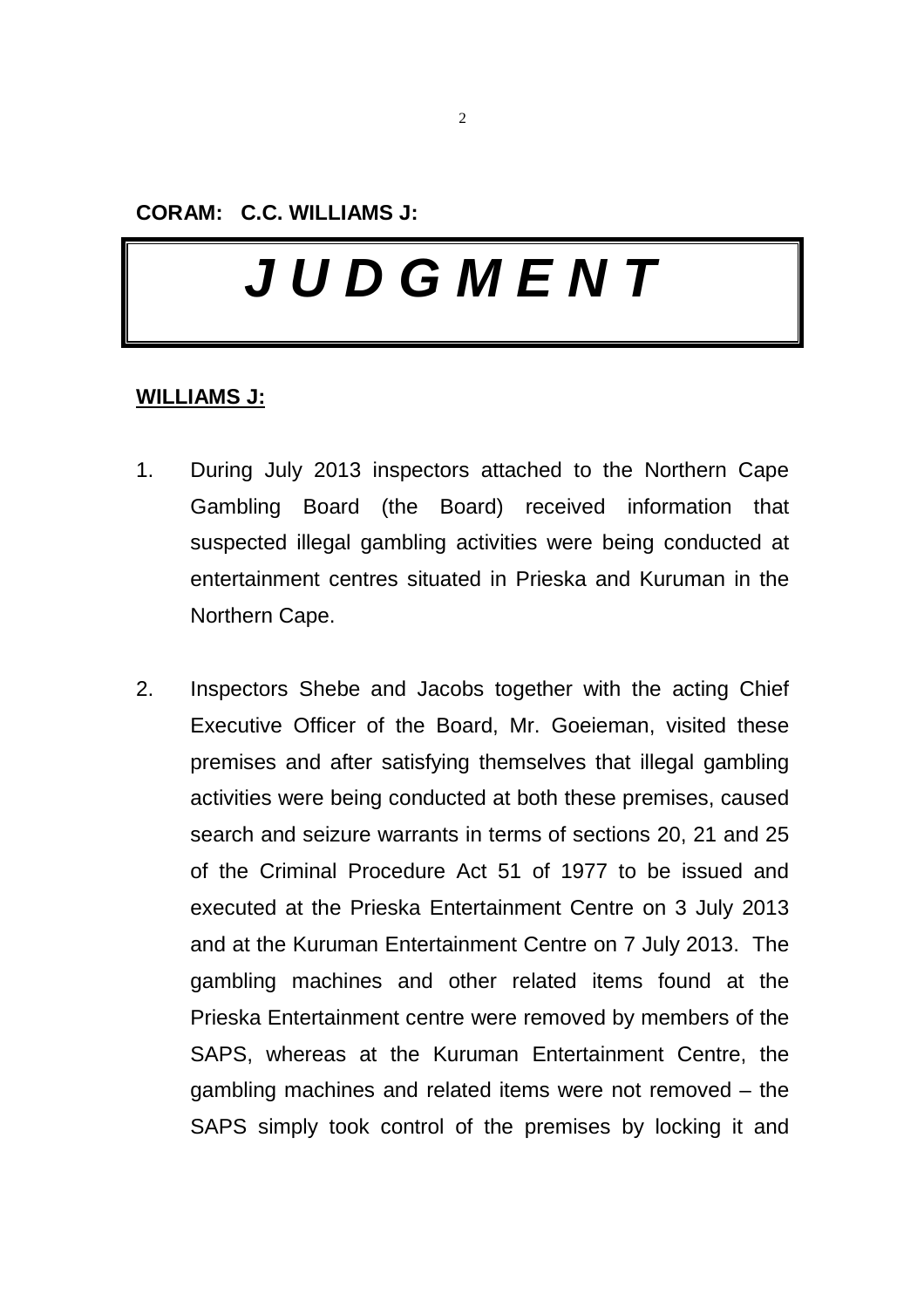**CORAM: C.C. WILLIAMS J:**

# *J U D G M E N T*

**WILLIAMS J:**

1. During July 2013 inspectors attached to the Northern Cape Gambling Board (the Board) received information that suspected illegal gambling activities were being conducted at entertainment centres situated in Prieska and Kuruman in the Northern Cape.

2. Inspectors Shebe and Jacobs together with the acting Chief Executive Officer of the Board, Mr. Goeieman, visited these premises and after satisfying themselves that illegal gambling activities were being conducted at both these premises, caused search and seizure warrants in terms of sections 20, 21 and 25 of the Criminal Procedure Act 51 of 1977 to be issued and executed at the Prieska Entertainment Centre on 3 July 2013 and at the Kuruman Entertainment Centre on 7 July 2013. The gambling machines and other related items found at the Prieska Entertainment centre were removed by members of the SAPS, whereas at the Kuruman Entertainment Centre, the gambling machines and related items were not removed – the SAPS simply took control of the premises by locking it and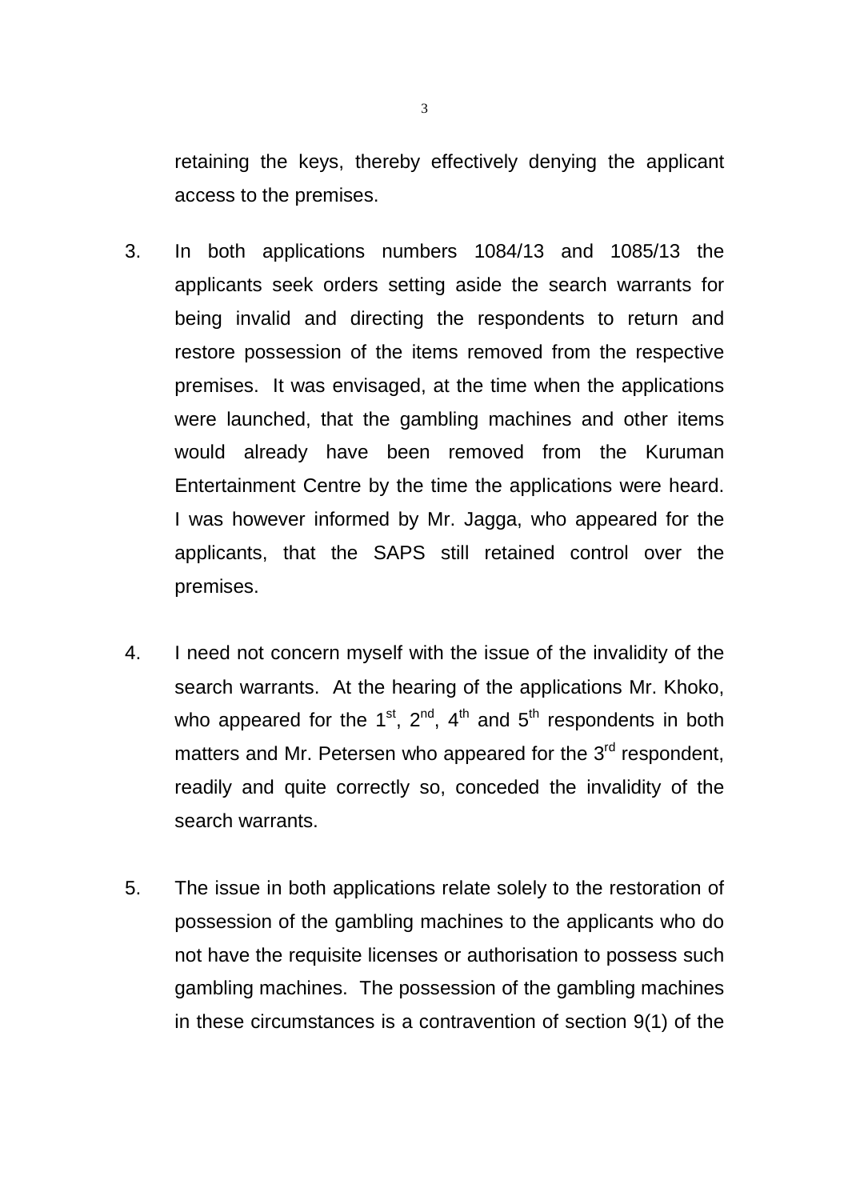retaining the keys, thereby effectively denying the applicant access to the premises.

3. In both applications numbers 1084/13 and 1085/13 the applicants seek orders setting aside the search warrants for being invalid and directing the respondents to return and restore possession of the items removed from the respective premises. It was envisaged, at the time when the applications were launched, that the gambling machines and other items would already have been removed from the Kuruman Entertainment Centre by the time the applications were heard. I was however informed by Mr. Jagga, who appeared for the applicants, that the SAPS still retained control over the premises.

4. I need not concern myself with the issue of the invalidity of the search warrants. At the hearing of the applications Mr. Khoko, who appeared for the 1st, 2nd, 4th and 5th respondents in both matters and Mr. Petersen who appeared for the 3rd respondent, readily and quite correctly so, conceded the invalidity of the search warrants.

5. The issue in both applications relate solely to the restoration of possession of the gambling machines to the applicants who do not have the requisite licenses or authorisation to possess such gambling machines. The possession of the gambling machines in these circumstances is a contravention of section 9(1) of the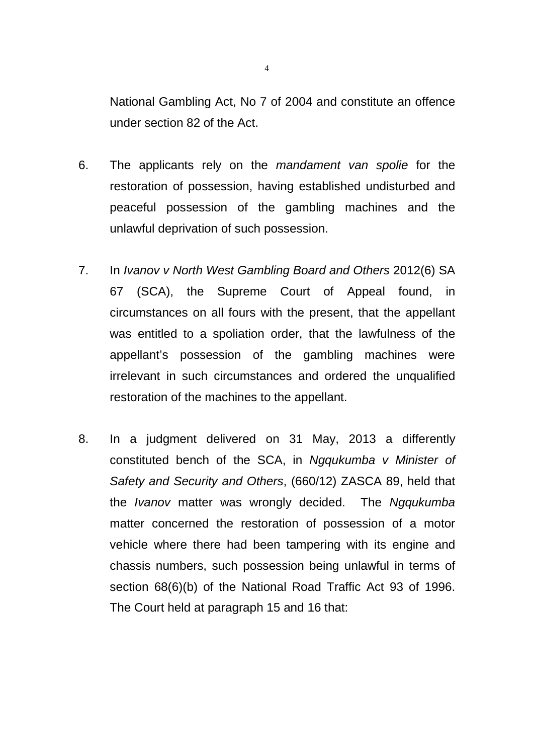National Gambling Act, No 7 of 2004 and constitute an offence under section 82 of the Act.

6. The applicants rely on the *mandament van spolie* for the restoration of possession, having established undisturbed and peaceful possession of the gambling machines and the unlawful deprivation of such possession.

7. In *Ivanov v North West Gambling Board and Others* 2012(6) SA 67 (SCA), the Supreme Court of Appeal found, in circumstances on all fours with the present, that the appellant was entitled to a spoliation order, that the lawfulness of the appellant's possession of the gambling machines were irrelevant in such circumstances and ordered the unqualified restoration of the machines to the appellant.

8. In a judgment delivered on 31 May, 2013 a differently constituted bench of the SCA, in *Ngqukumba v Minister of Safety and Security and Others*, (660/12) ZASCA 89, held that the *Ivanov* matter was wrongly decided. The *Ngqukumba* matter concerned the restoration of possession of a motor vehicle where there had been tampering with its engine and chassis numbers, such possession being unlawful in terms of section 68(6)(b) of the National Road Traffic Act 93 of 1996. The Court held at paragraph 15 and 16 that: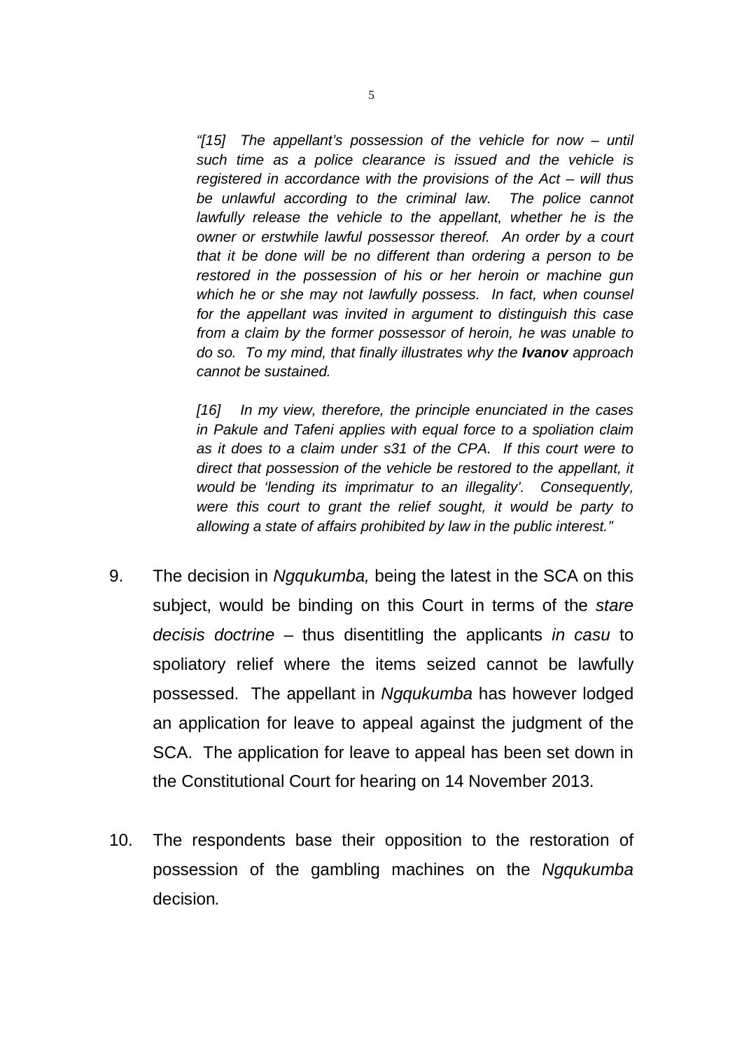> *"[15] The appellant's possession of the vehicle for now – until such time as a police clearance is issued and the vehicle is registered in accordance with the provisions of the Act – will thus be unlawful according to the criminal law. The police cannot lawfully release the vehicle to the appellant, whether he is the owner or erstwhile lawful possessor thereof. An order by a court that it be done will be no different than ordering a person to be restored in the possession of his or her heroin or machine gun which he or she may not lawfully possess. In fact, when counsel for the appellant was invited in argument to distinguish this case from a claim by the former possessor of heroin, he was unable to do so. To my mind, that finally illustrates why the **Ivanov** approach cannot be sustained.*
>
> *[16] In my view, therefore, the principle enunciated in the cases in Pakule and Tafeni applies with equal force to a spoliation claim as it does to a claim under s31 of the CPA. If this court were to direct that possession of the vehicle be restored to the appellant, it would be 'lending its imprimatur to an illegality'. Consequently, were this court to grant the relief sought, it would be party to allowing a state of affairs prohibited by law in the public interest."*

9. The decision in *Ngqukumba,* being the latest in the SCA on this subject, would be binding on this Court in terms of the *stare decisis doctrine* – thus disentitling the applicants *in casu* to spoliatory relief where the items seized cannot be lawfully possessed. The appellant in *Ngqukumba* has however lodged an application for leave to appeal against the judgment of the SCA. The application for leave to appeal has been set down in the Constitutional Court for hearing on 14 November 2013.

10. The respondents base their opposition to the restoration of possession of the gambling machines on the *Ngqukumba* decision*.*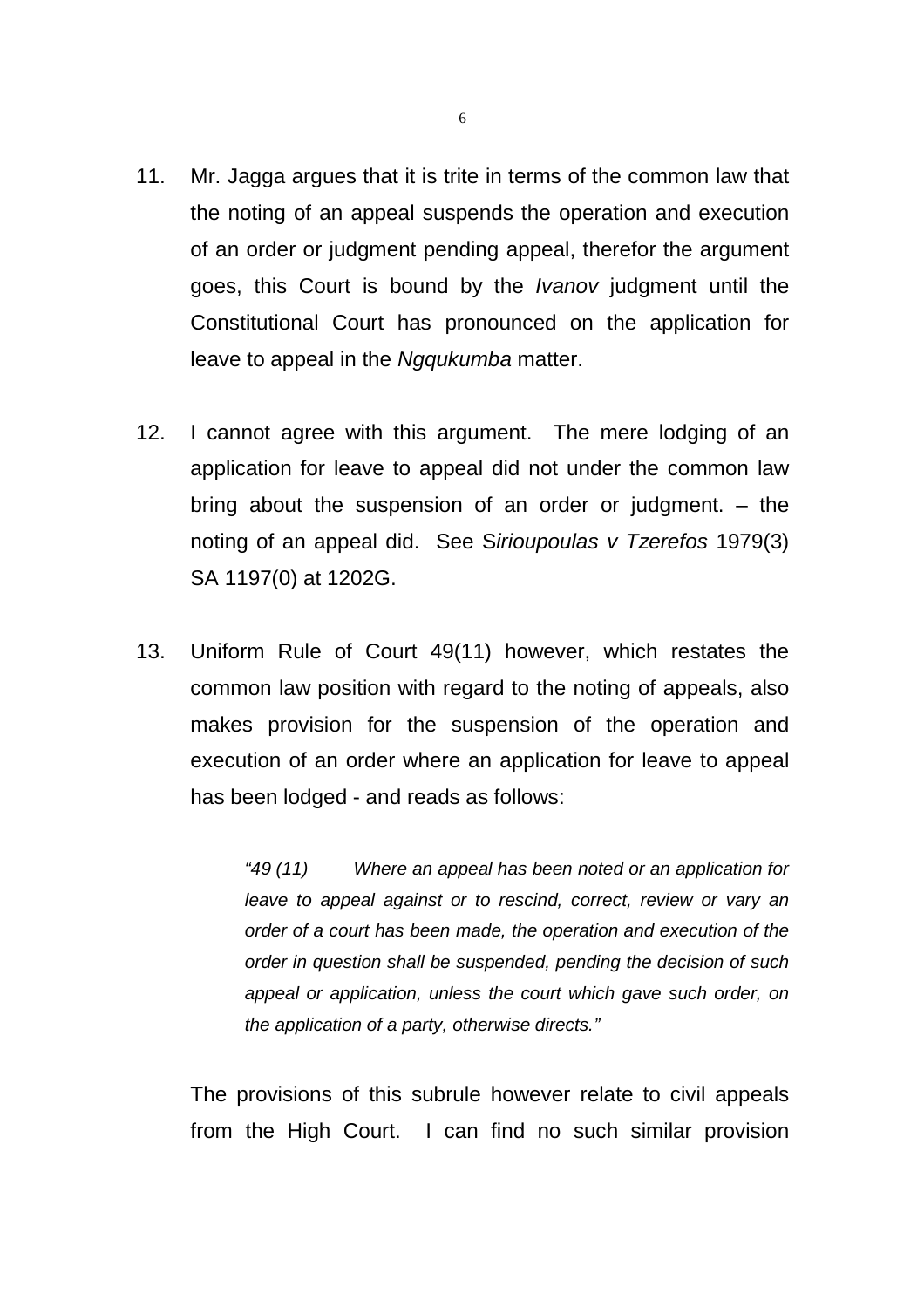11. Mr. Jagga argues that it is trite in terms of the common law that the noting of an appeal suspends the operation and execution of an order or judgment pending appeal, therefor the argument goes, this Court is bound by the *Ivanov* judgment until the Constitutional Court has pronounced on the application for leave to appeal in the *Ngqukumba* matter.

12. I cannot agree with this argument. The mere lodging of an application for leave to appeal did not under the common law bring about the suspension of an order or judgment. – the noting of an appeal did. See S*irioupoulas v Tzerefos* 1979(3) SA 1197(0) at 1202G.

13. Uniform Rule of Court 49(11) however, which restates the common law position with regard to the noting of appeals, also makes provision for the suspension of the operation and execution of an order where an application for leave to appeal has been lodged - and reads as follows:

    > *"49 (11) Where an appeal has been noted or an application for leave to appeal against or to rescind, correct, review or vary an order of a court has been made, the operation and execution of the order in question shall be suspended, pending the decision of such appeal or application, unless the court which gave such order, on the application of a party, otherwise directs."*

    The provisions of this subrule however relate to civil appeals from the High Court. I can find no such similar provision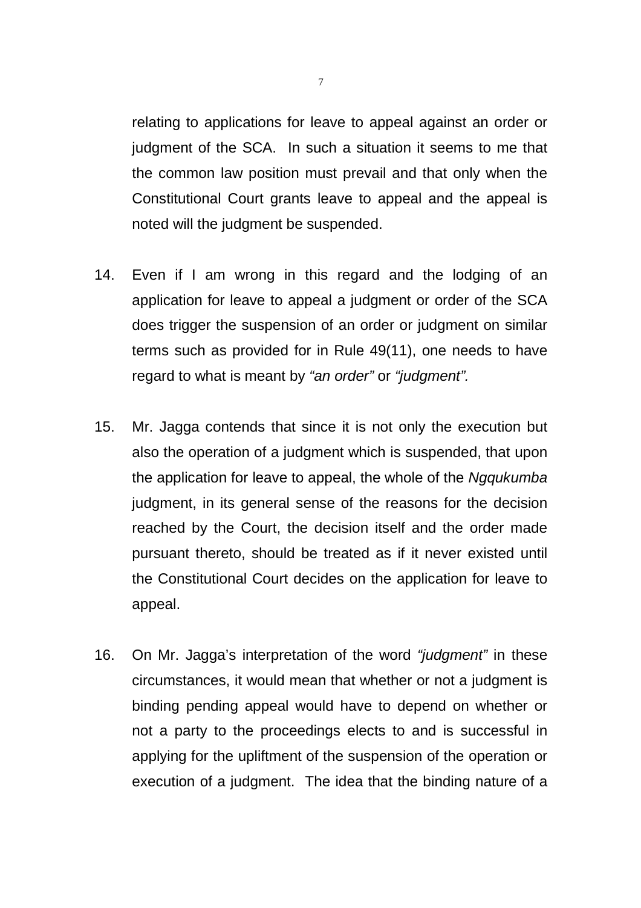relating to applications for leave to appeal against an order or judgment of the SCA. In such a situation it seems to me that the common law position must prevail and that only when the Constitutional Court grants leave to appeal and the appeal is noted will the judgment be suspended.

14. Even if I am wrong in this regard and the lodging of an application for leave to appeal a judgment or order of the SCA does trigger the suspension of an order or judgment on similar terms such as provided for in Rule 49(11), one needs to have regard to what is meant by *"an order"* or *"judgment".*

15. Mr. Jagga contends that since it is not only the execution but also the operation of a judgment which is suspended, that upon the application for leave to appeal, the whole of the *Ngqukumba* judgment, in its general sense of the reasons for the decision reached by the Court, the decision itself and the order made pursuant thereto, should be treated as if it never existed until the Constitutional Court decides on the application for leave to appeal.

16. On Mr. Jagga's interpretation of the word *"judgment"* in these circumstances, it would mean that whether or not a judgment is binding pending appeal would have to depend on whether or not a party to the proceedings elects to and is successful in applying for the upliftment of the suspension of the operation or execution of a judgment. The idea that the binding nature of a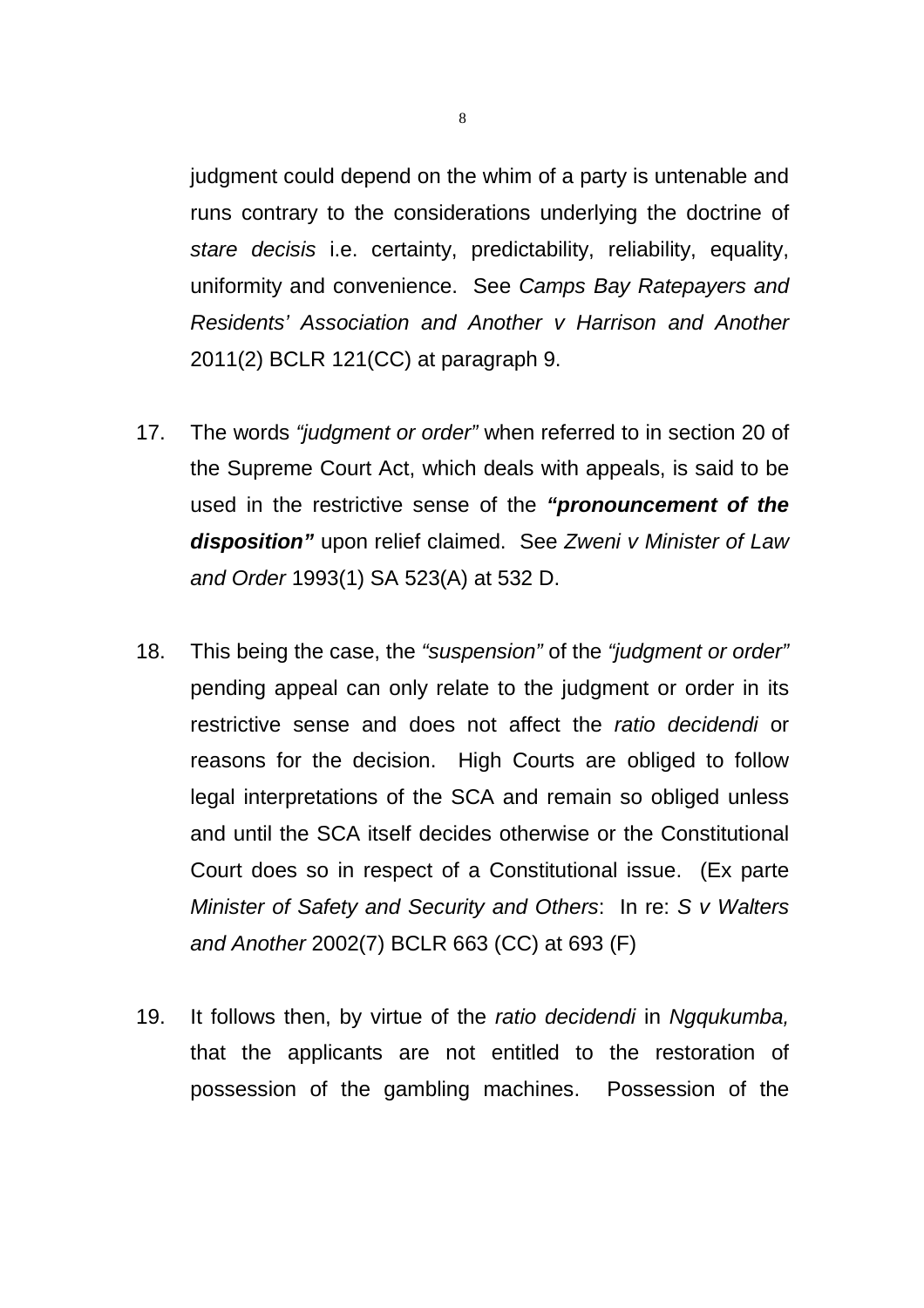judgment could depend on the whim of a party is untenable and runs contrary to the considerations underlying the doctrine of *stare decisis* i.e. certainty, predictability, reliability, equality, uniformity and convenience. See *Camps Bay Ratepayers and Residents' Association and Another v Harrison and Another* 2011(2) BCLR 121(CC) at paragraph 9.

17. The words *"judgment or order"* when referred to in section 20 of the Supreme Court Act, which deals with appeals, is said to be used in the restrictive sense of the ***"pronouncement of the disposition"*** upon relief claimed. See *Zweni v Minister of Law and Order* 1993(1) SA 523(A) at 532 D.

18. This being the case, the *"suspension"* of the *"judgment or order"* pending appeal can only relate to the judgment or order in its restrictive sense and does not affect the *ratio decidendi* or reasons for the decision. High Courts are obliged to follow legal interpretations of the SCA and remain so obliged unless and until the SCA itself decides otherwise or the Constitutional Court does so in respect of a Constitutional issue. (Ex parte *Minister of Safety and Security and Others*: In re: *S v Walters and Another* 2002(7) BCLR 663 (CC) at 693 (F)

19. It follows then, by virtue of the *ratio decidendi* in *Ngqukumba,* that the applicants are not entitled to the restoration of possession of the gambling machines. Possession of the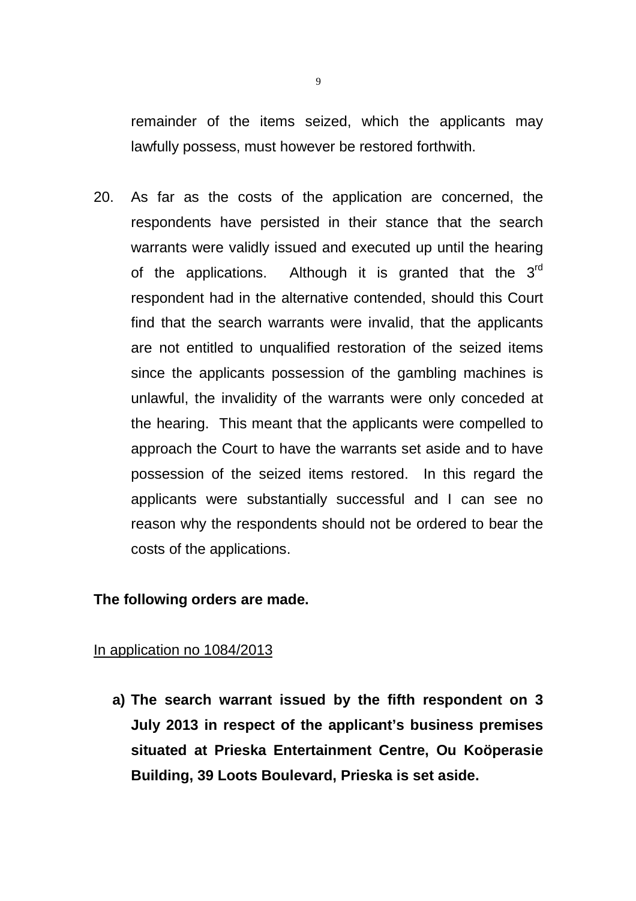remainder of the items seized, which the applicants may lawfully possess, must however be restored forthwith.

20. As far as the costs of the application are concerned, the respondents have persisted in their stance that the search warrants were validly issued and executed up until the hearing of the applications. Although it is granted that the 3rd respondent had in the alternative contended, should this Court find that the search warrants were invalid, that the applicants are not entitled to unqualified restoration of the seized items since the applicants possession of the gambling machines is unlawful, the invalidity of the warrants were only conceded at the hearing. This meant that the applicants were compelled to approach the Court to have the warrants set aside and to have possession of the seized items restored. In this regard the applicants were substantially successful and I can see no reason why the respondents should not be ordered to bear the costs of the applications.

**The following orders are made.**

In application no 1084/2013

a) **The search warrant issued by the fifth respondent on 3 July 2013 in respect of the applicant's business premises situated at Prieska Entertainment Centre, Ou Koöperasie Building, 39 Loots Boulevard, Prieska is set aside.**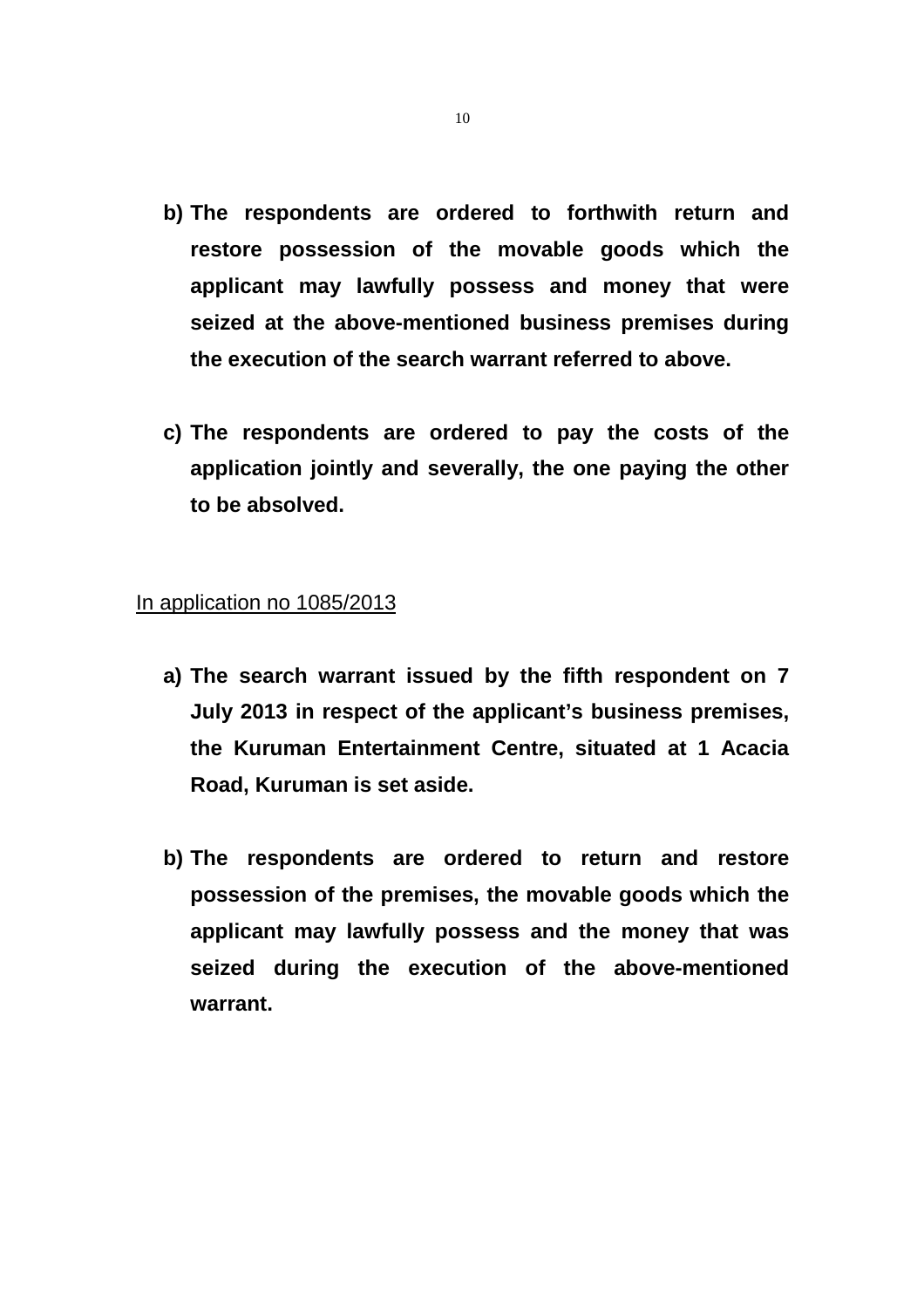b) **The respondents are ordered to forthwith return and restore possession of the movable goods which the applicant may lawfully possess and money that were seized at the above-mentioned business premises during the execution of the search warrant referred to above.**

c) **The respondents are ordered to pay the costs of the application jointly and severally, the one paying the other to be absolved.**

<u>In application no 1085/2013</u>

a) **The search warrant issued by the fifth respondent on 7 July 2013 in respect of the applicant's business premises, the Kuruman Entertainment Centre, situated at 1 Acacia Road, Kuruman is set aside.**

b) **The respondents are ordered to return and restore possession of the premises, the movable goods which the applicant may lawfully possess and the money that was seized during the execution of the above-mentioned warrant.**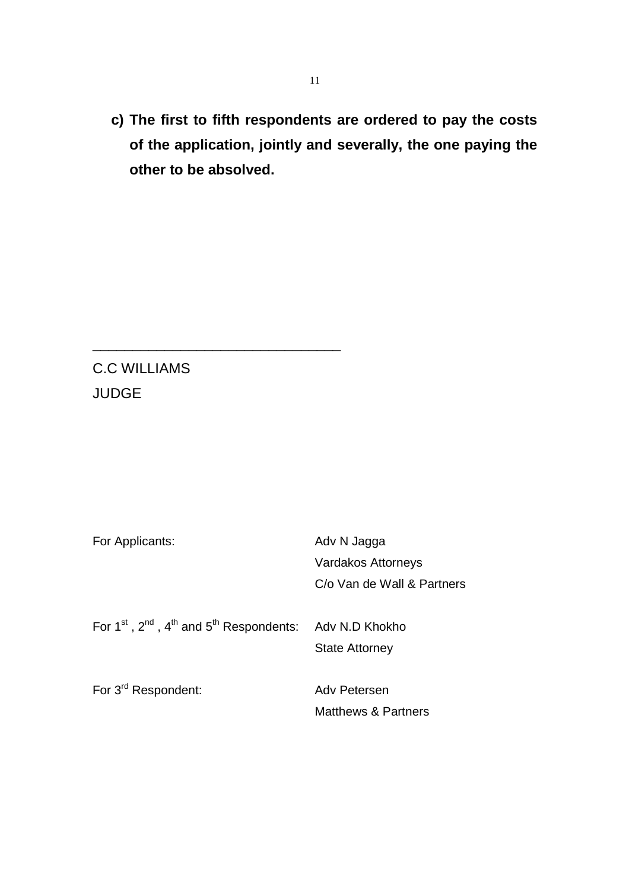**c) The first to fifth respondents are ordered to pay the costs of the application, jointly and severally, the one paying the other to be absolved.**

\_\_\_\_\_\_\_\_\_\_\_\_\_\_\_\_\_\_\_\_\_\_\_\_\_\_\_\_\_\_\_\_

C.C WILLIAMS

JUDGE

| | |
|---|---|
| For Applicants: | Adv N Jagga<br>Vardakos Attorneys<br>C/o Van de Wall & Partners |
| For 1st , 2nd , 4th and 5th Respondents: | Adv N.D Khokho<br>State Attorney |
| For 3rd Respondent: | Adv Petersen<br>Matthews & Partners |